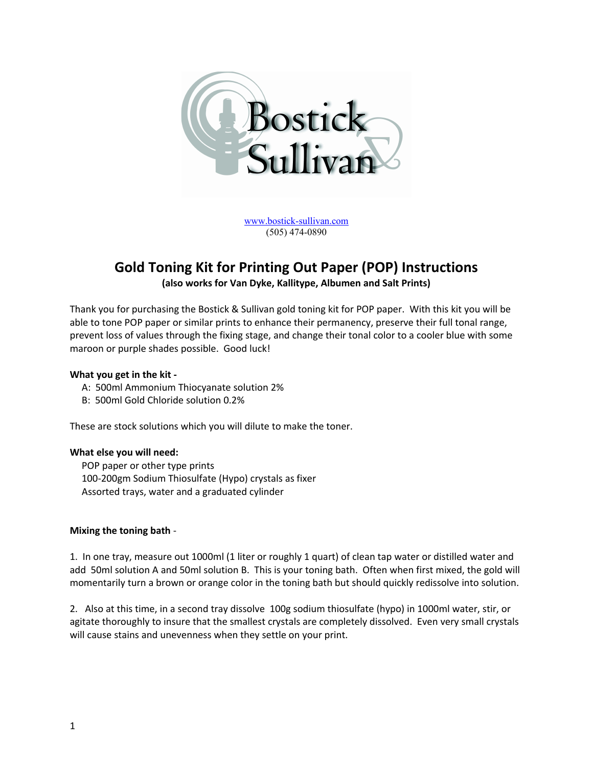www.bostick-sullivan.com
(505) 474-0890

# Gold Toning Kit for Printing Out Paper (POP) Instructions

**(also works for Van Dyke, Kallitype, Albumen and Salt Prints)**

Thank you for purchasing the Bostick & Sullivan gold toning kit for POP paper. With this kit you will be able to tone POP paper or similar prints to enhance their permanency, preserve their full tonal range, prevent loss of values through the fixing stage, and change their tonal color to a cooler blue with some maroon or purple shades possible. Good luck!

**What you get in the kit -**

A: 500ml Ammonium Thiocyanate solution 2%
B: 500ml Gold Chloride solution 0.2%

These are stock solutions which you will dilute to make the toner.

**What else you will need:**

POP paper or other type prints
100-200gm Sodium Thiosulfate (Hypo) crystals as fixer
Assorted trays, water and a graduated cylinder

**Mixing the toning bath** -

1. In one tray, measure out 1000ml (1 liter or roughly 1 quart) of clean tap water or distilled water and add 50ml solution A and 50ml solution B. This is your toning bath. Often when first mixed, the gold will momentarily turn a brown or orange color in the toning bath but should quickly redissolve into solution.

2. Also at this time, in a second tray dissolve 100g sodium thiosulfate (hypo) in 1000ml water, stir, or agitate thoroughly to insure that the smallest crystals are completely dissolved. Even very small crystals will cause stains and unevenness when they settle on your print.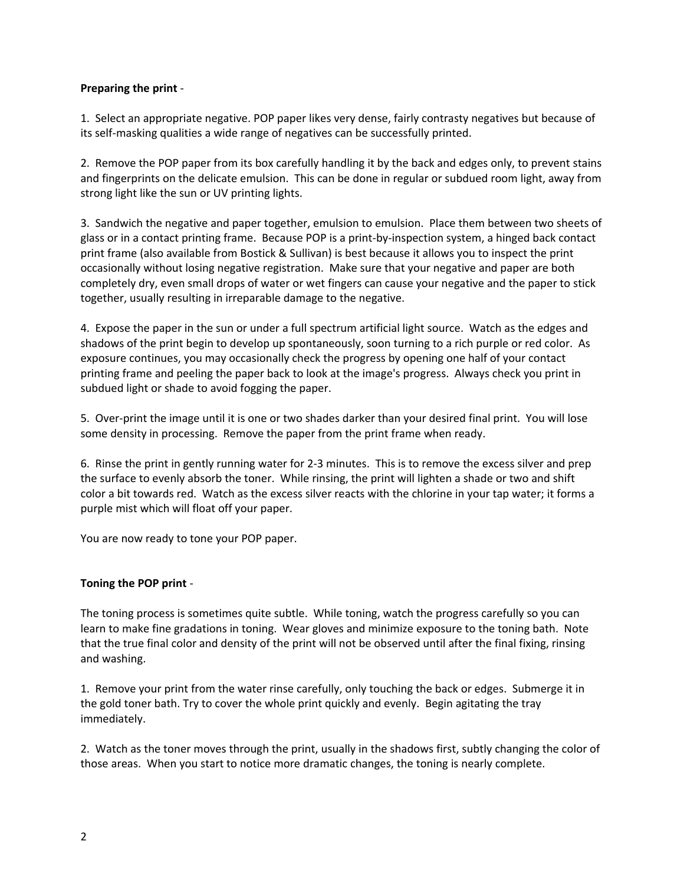**Preparing the print** -

1. Select an appropriate negative. POP paper likes very dense, fairly contrasty negatives but because of its self-masking qualities a wide range of negatives can be successfully printed.

2. Remove the POP paper from its box carefully handling it by the back and edges only, to prevent stains and fingerprints on the delicate emulsion. This can be done in regular or subdued room light, away from strong light like the sun or UV printing lights.

3. Sandwich the negative and paper together, emulsion to emulsion. Place them between two sheets of glass or in a contact printing frame. Because POP is a print-by-inspection system, a hinged back contact print frame (also available from Bostick & Sullivan) is best because it allows you to inspect the print occasionally without losing negative registration. Make sure that your negative and paper are both completely dry, even small drops of water or wet fingers can cause your negative and the paper to stick together, usually resulting in irreparable damage to the negative.

4. Expose the paper in the sun or under a full spectrum artificial light source. Watch as the edges and shadows of the print begin to develop up spontaneously, soon turning to a rich purple or red color. As exposure continues, you may occasionally check the progress by opening one half of your contact printing frame and peeling the paper back to look at the image's progress. Always check you print in subdued light or shade to avoid fogging the paper.

5. Over-print the image until it is one or two shades darker than your desired final print. You will lose some density in processing. Remove the paper from the print frame when ready.

6. Rinse the print in gently running water for 2-3 minutes. This is to remove the excess silver and prep the surface to evenly absorb the toner. While rinsing, the print will lighten a shade or two and shift color a bit towards red. Watch as the excess silver reacts with the chlorine in your tap water; it forms a purple mist which will float off your paper.

You are now ready to tone your POP paper.

**Toning the POP print** -

The toning process is sometimes quite subtle. While toning, watch the progress carefully so you can learn to make fine gradations in toning. Wear gloves and minimize exposure to the toning bath. Note that the true final color and density of the print will not be observed until after the final fixing, rinsing and washing.

1. Remove your print from the water rinse carefully, only touching the back or edges. Submerge it in the gold toner bath. Try to cover the whole print quickly and evenly. Begin agitating the tray immediately.

2. Watch as the toner moves through the print, usually in the shadows first, subtly changing the color of those areas. When you start to notice more dramatic changes, the toning is nearly complete.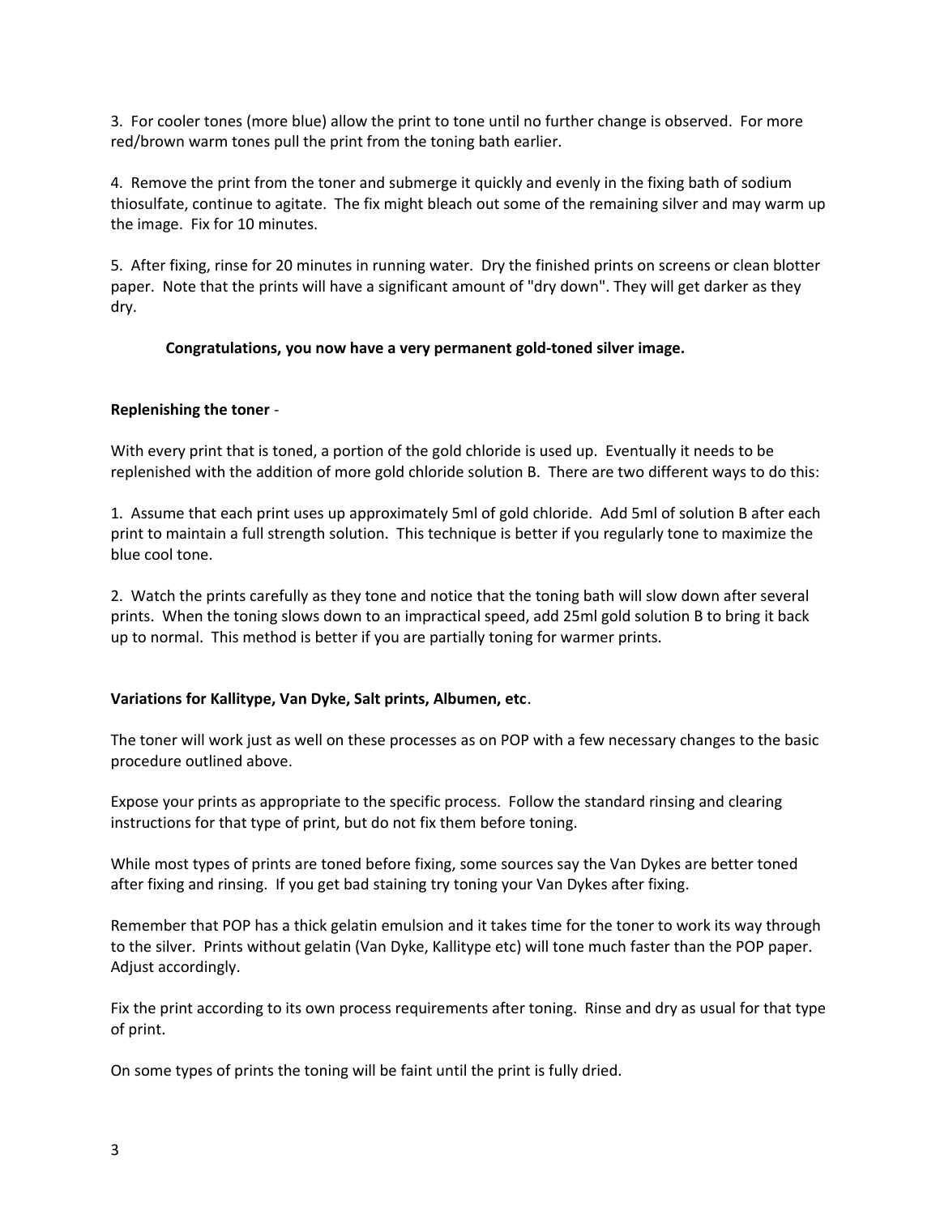3. For cooler tones (more blue) allow the print to tone until no further change is observed. For more red/brown warm tones pull the print from the toning bath earlier.

4. Remove the print from the toner and submerge it quickly and evenly in the fixing bath of sodium thiosulfate, continue to agitate. The fix might bleach out some of the remaining silver and may warm up the image. Fix for 10 minutes.

5. After fixing, rinse for 20 minutes in running water. Dry the finished prints on screens or clean blotter paper. Note that the prints will have a significant amount of "dry down". They will get darker as they dry.

**Congratulations, you now have a very permanent gold-toned silver image.**

**Replenishing the toner** -

With every print that is toned, a portion of the gold chloride is used up. Eventually it needs to be replenished with the addition of more gold chloride solution B. There are two different ways to do this:

1. Assume that each print uses up approximately 5ml of gold chloride. Add 5ml of solution B after each print to maintain a full strength solution. This technique is better if you regularly tone to maximize the blue cool tone.

2. Watch the prints carefully as they tone and notice that the toning bath will slow down after several prints. When the toning slows down to an impractical speed, add 25ml gold solution B to bring it back up to normal. This method is better if you are partially toning for warmer prints.

**Variations for Kallitype, Van Dyke, Salt prints, Albumen, etc**.

The toner will work just as well on these processes as on POP with a few necessary changes to the basic procedure outlined above.

Expose your prints as appropriate to the specific process. Follow the standard rinsing and clearing instructions for that type of print, but do not fix them before toning.

While most types of prints are toned before fixing, some sources say the Van Dykes are better toned after fixing and rinsing. If you get bad staining try toning your Van Dykes after fixing.

Remember that POP has a thick gelatin emulsion and it takes time for the toner to work its way through to the silver. Prints without gelatin (Van Dyke, Kallitype etc) will tone much faster than the POP paper. Adjust accordingly.

Fix the print according to its own process requirements after toning. Rinse and dry as usual for that type of print.

On some types of prints the toning will be faint until the print is fully dried.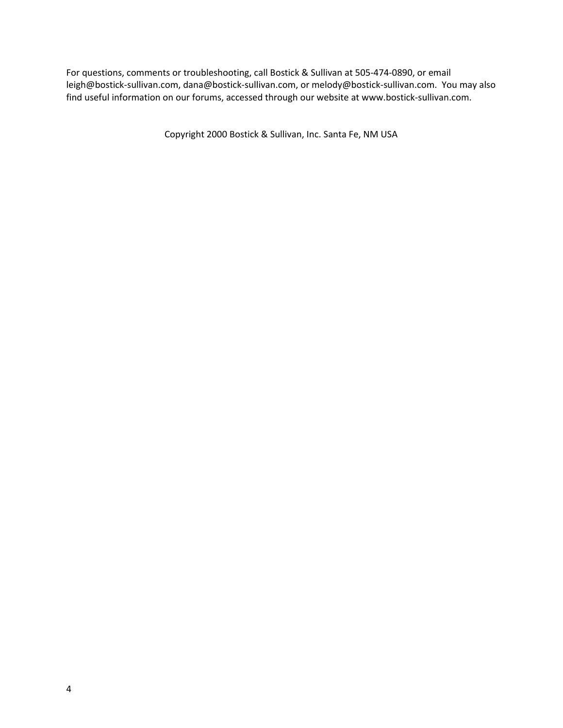For questions, comments or troubleshooting, call Bostick & Sullivan at 505-474-0890, or email leigh@bostick-sullivan.com, dana@bostick-sullivan.com, or melody@bostick-sullivan.com. You may also find useful information on our forums, accessed through our website at www.bostick-sullivan.com.

Copyright 2000 Bostick & Sullivan, Inc. Santa Fe, NM USA